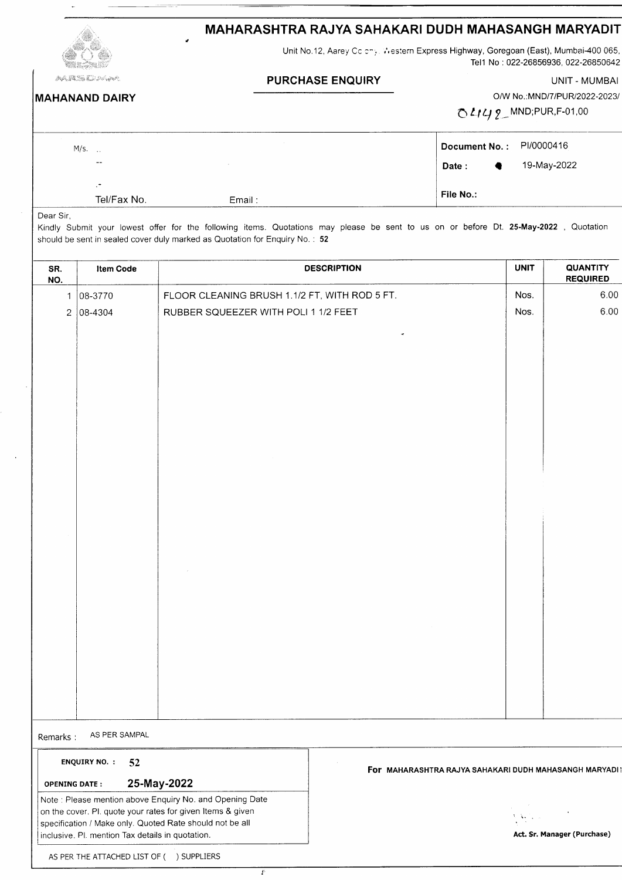# MAHARASHTRA RAJYA SAHAKARI DUDH MAHASANGH MARYADIT

Unit No.12, Aarey Colony, Western Express Highway, Goregoan (East), Mumbai-400 065,
Tel1 No : 022-26856936, 022-26850642

MRSDMM

**MAHANAND DAIRY**

## PURCHASE ENQUIRY

UNIT - MUMBAI

O/W No.:MND/7/PUR/2022-2023/

01142 MND;PUR,F-01,00

M/s. ..

--

.-

Tel/Fax No. Email :

**Document No. :** PI/0000416

**Date :** 19-May-2022

**File No.:**

Dear Sir,

Kindly Submit your lowest offer for the following items. Quotations may please be sent to us on or before Dt. **25-May-2022** , Quotation should be sent in sealed cover duly marked as Quotation for Enquiry No. : **52**

| SR. NO. | Item Code | DESCRIPTION | UNIT | QUANTITY REQUIRED |
|---|---|---|---|---|
| 1 | 08-3770 | FLOOR CLEANING BRUSH 1.1/2 FT, WITH ROD 5 FT. | Nos. | 6.00 |
| 2 | 08-4304 | RUBBER SQUEEZER WITH POLI 1 1/2 FEET | Nos. | 6.00 |

Remarks : AS PER SAMPAL

**ENQUIRY NO. : 52**

**OPENING DATE : 25-May-2022**

Note : Please mention above Enquiry No. and Opening Date on the cover. Pl. quote your rates for given Items & given specification / Make only. Quoted Rate should not be all inclusive. Pl. mention Tax details in quotation.

**For MAHARASHTRA RAJYA SAHAKARI DUDH MAHASANGH MARYADIT**

**Act. Sr. Manager (Purchase)**

AS PER THE ATTACHED LIST OF (   ) SUPPLIERS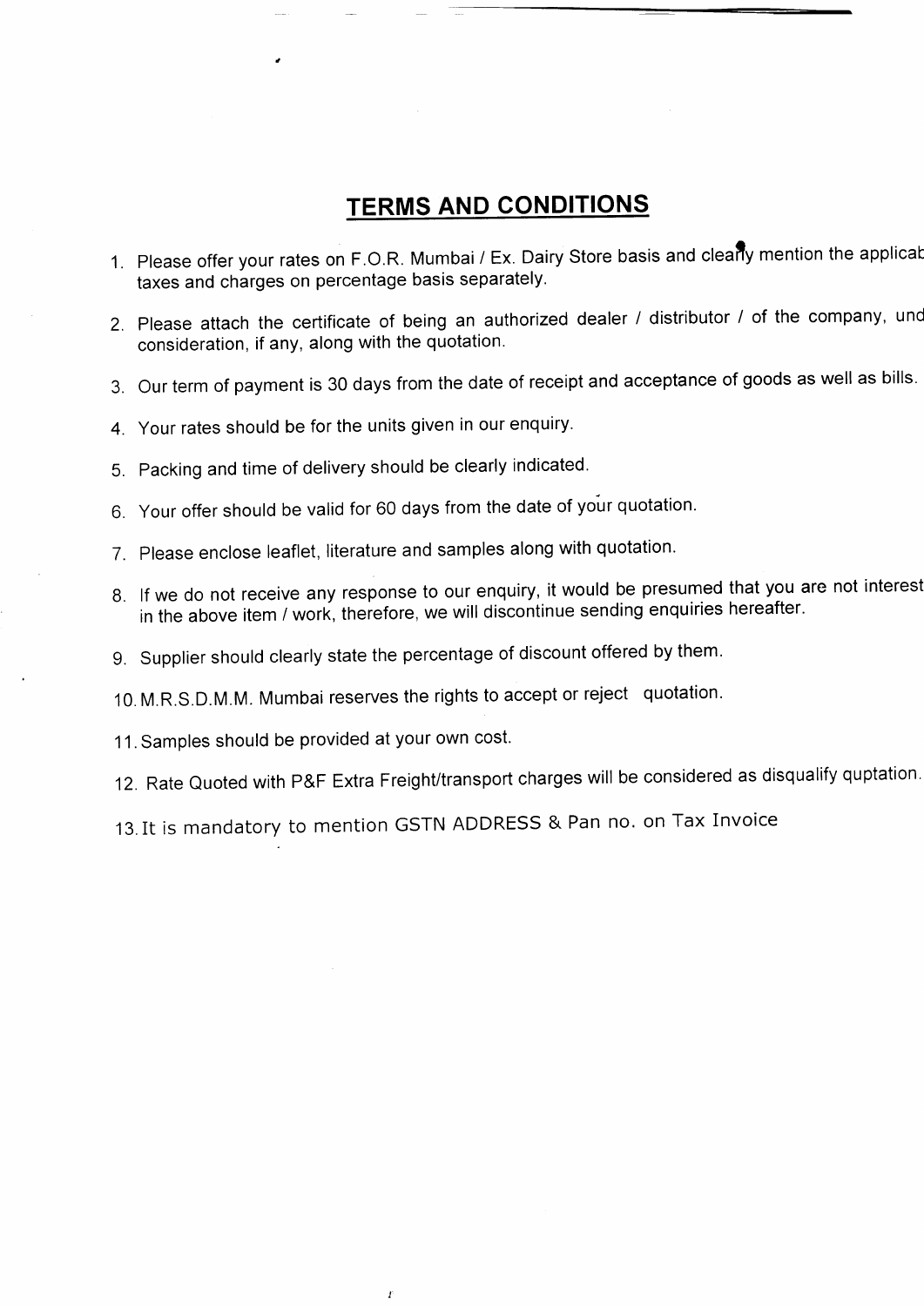# TERMS AND CONDITIONS

1. Please offer your rates on F.O.R. Mumbai / Ex. Dairy Store basis and clearly mention the applicab taxes and charges on percentage basis separately.
2. Please attach the certificate of being an authorized dealer / distributor / of the company, und consideration, if any, along with the quotation.
3. Our term of payment is 30 days from the date of receipt and acceptance of goods as well as bills.
4. Your rates should be for the units given in our enquiry.
5. Packing and time of delivery should be clearly indicated.
6. Your offer should be valid for 60 days from the date of your quotation.
7. Please enclose leaflet, literature and samples along with quotation.
8. If we do not receive any response to our enquiry, it would be presumed that you are not interest in the above item / work, therefore, we will discontinue sending enquiries hereafter.
9. Supplier should clearly state the percentage of discount offered by them.
10. M.R.S.D.M.M. Mumbai reserves the rights to accept or reject quotation.
11. Samples should be provided at your own cost.
12. Rate Quoted with P&F Extra Freight/transport charges will be considered as disqualify quptation.
13. It is mandatory to mention GSTN ADDRESS & Pan no. on Tax Invoice